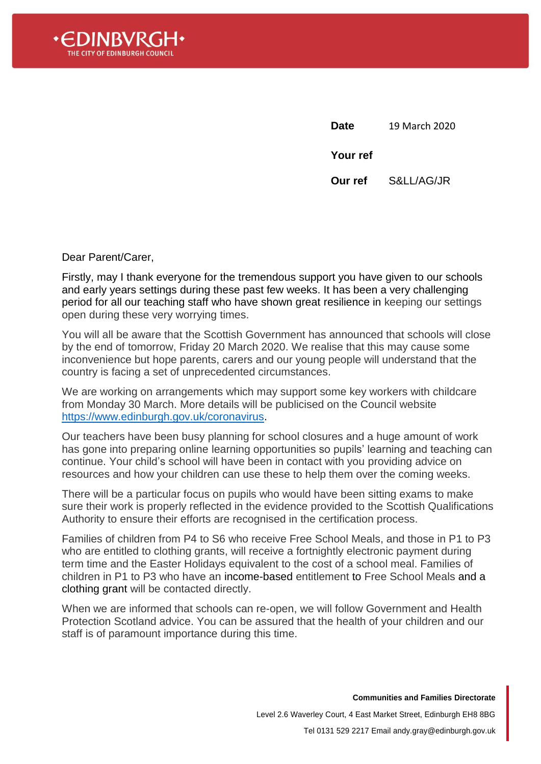**THE CITY OF EDINBURGH COUNCIL**

| | |
|---|---|
| **Date** | 19 March 2020 |
| **Your ref** | |
| **Our ref** | S&LL/AG/JR |

Dear Parent/Carer,

Firstly, may I thank everyone for the tremendous support you have given to our schools and early years settings during these past few weeks. It has been a very challenging period for all our teaching staff who have shown great resilience in keeping our settings open during these very worrying times.

You will all be aware that the Scottish Government has announced that schools will close by the end of tomorrow, Friday 20 March 2020. We realise that this may cause some inconvenience but hope parents, carers and our young people will understand that the country is facing a set of unprecedented circumstances.

We are working on arrangements which may support some key workers with childcare from Monday 30 March. More details will be publicised on the Council website https://www.edinburgh.gov.uk/coronavirus.

Our teachers have been busy planning for school closures and a huge amount of work has gone into preparing online learning opportunities so pupils' learning and teaching can continue. Your child's school will have been in contact with you providing advice on resources and how your children can use these to help them over the coming weeks.

There will be a particular focus on pupils who would have been sitting exams to make sure their work is properly reflected in the evidence provided to the Scottish Qualifications Authority to ensure their efforts are recognised in the certification process.

Families of children from P4 to S6 who receive Free School Meals, and those in P1 to P3 who are entitled to clothing grants, will receive a fortnightly electronic payment during term time and the Easter Holidays equivalent to the cost of a school meal. Families of children in P1 to P3 who have an income-based entitlement to Free School Meals and a clothing grant will be contacted directly.

When we are informed that schools can re-open, we will follow Government and Health Protection Scotland advice. You can be assured that the health of your children and our staff is of paramount importance during this time.

**Communities and Families Directorate**

Level 2.6 Waverley Court, 4 East Market Street, Edinburgh EH8 8BG

Tel 0131 529 2217 Email andy.gray@edinburgh.gov.uk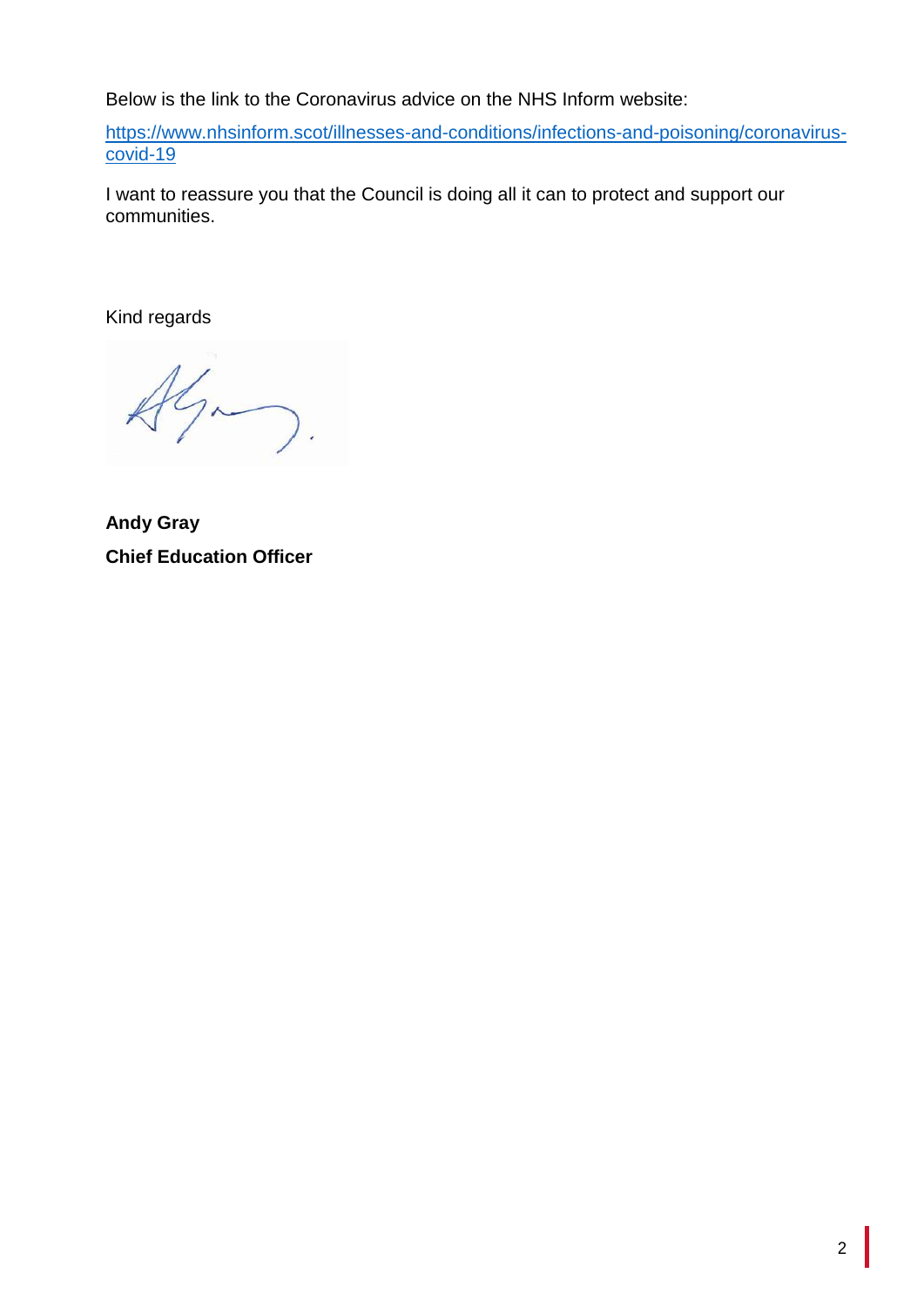Below is the link to the Coronavirus advice on the NHS Inform website:

[https://www.nhsinform.scot/illnesses-and-conditions/infections-and-poisoning/coronavirus-covid-19](https://www.nhsinform.scot/illnesses-and-conditions/infections-and-poisoning/coronavirus-covid-19)

I want to reassure you that the Council is doing all it can to protect and support our communities.

Kind regards

**Andy Gray**

**Chief Education Officer**